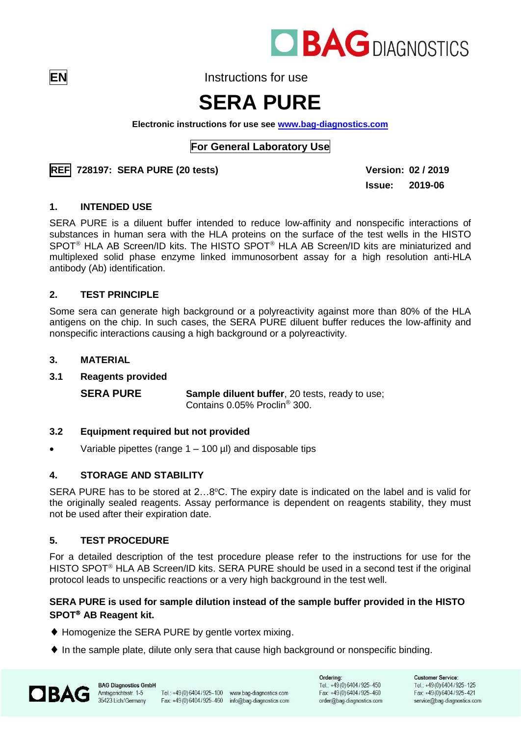BAG DIAGNOSTICS

EN

Instructions for use

# SERA PURE

**Electronic instructions for use see [www.bag-diagnostics.com](http://www.bag-diagnostics.com)**

**For General Laboratory Use**

**REF 728197: SERA PURE (20 tests)**

**Version: 02 / 2019**

**Issue: 2019-06**

## 1. INTENDED USE

SERA PURE is a diluent buffer intended to reduce low-affinity and nonspecific interactions of substances in human sera with the HLA proteins on the surface of the test wells in the HISTO SPOT® HLA AB Screen/ID kits. The HISTO SPOT® HLA AB Screen/ID kits are miniaturized and multiplexed solid phase enzyme linked immunosorbent assay for a high resolution anti-HLA antibody (Ab) identification.

## 2. TEST PRINCIPLE

Some sera can generate high background or a polyreactivity against more than 80% of the HLA antigens on the chip. In such cases, the SERA PURE diluent buffer reduces the low-affinity and nonspecific interactions causing a high background or a polyreactivity.

## 3. MATERIAL

### 3.1 Reagents provided

| | |
|---|---|
| **SERA PURE** | **Sample diluent buffer**, 20 tests, ready to use; Contains 0.05% Proclin® 300. |

### 3.2 Equipment required but not provided

- Variable pipettes (range 1 – 100 µl) and disposable tips

## 4. STORAGE AND STABILITY

SERA PURE has to be stored at 2…8°C. The expiry date is indicated on the label and is valid for the originally sealed reagents. Assay performance is dependent on reagents stability, they must not be used after their expiration date.

## 5. TEST PROCEDURE

For a detailed description of the test procedure please refer to the instructions for use for the HISTO SPOT® HLA AB Screen/ID kits. SERA PURE should be used in a second test if the original protocol leads to unspecific reactions or a very high background in the test well.

**SERA PURE is used for sample dilution instead of the sample buffer provided in the HISTO SPOT® AB Reagent kit.**

- ♦ Homogenize the SERA PURE by gentle vortex mixing.
- ♦ In the sample plate, dilute only sera that cause high background or nonspecific binding.

BAG Diagnostics GmbH
Amtsgerichtsstr. 1-5
35423 Lich/Germany
Tel.: +49 (0) 6404 / 925 - 100
Fax: +49 (0) 6404 / 925 - 460
www.bag-diagnostics.com
info@bag-diagnostics.com

Ordering:
Tel.: +49 (0) 6404 / 925 - 450
Fax: +49 (0) 6404 / 925 - 460
order@bag-diagnostics.com

Customer Service:
Tel.: +49 (0) 6404 / 925 - 125
Fax: +49 (0) 6404 / 925 - 421
service@bag-diagnostics.com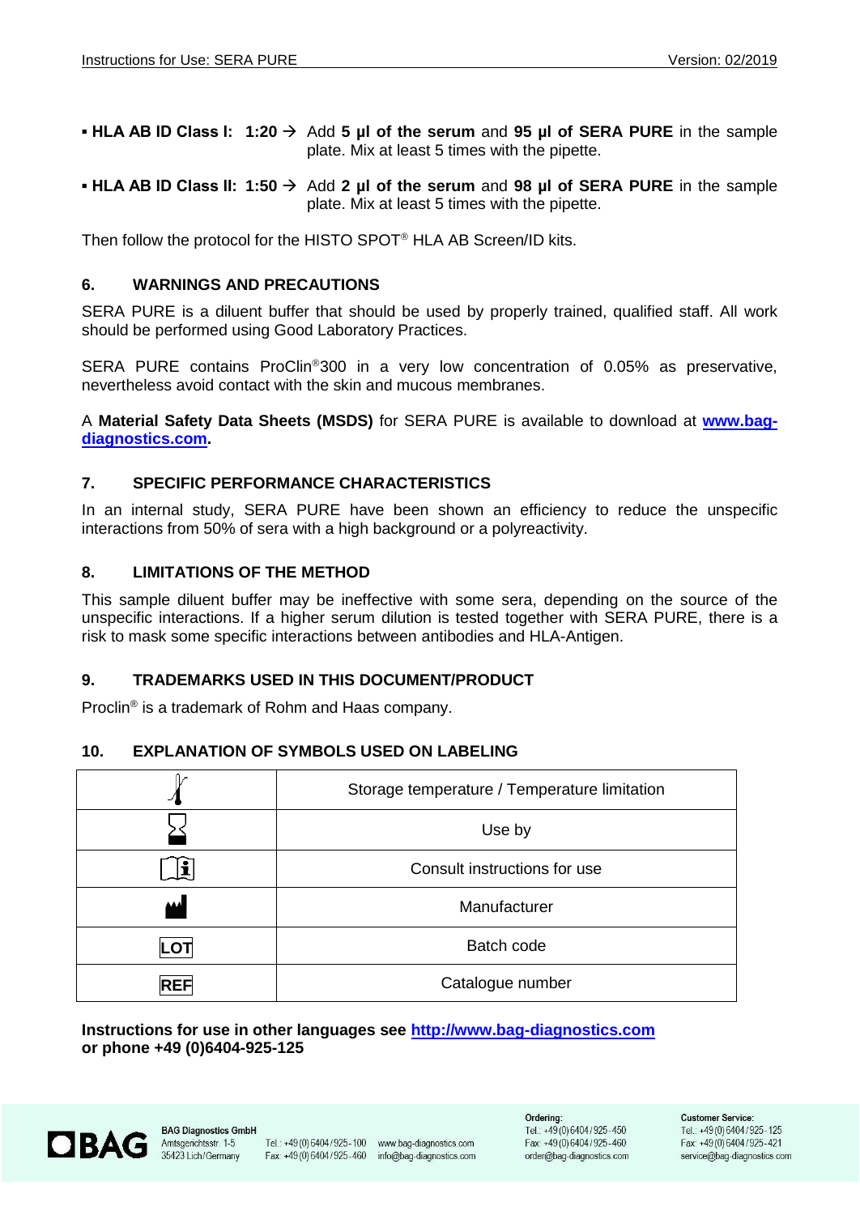- **HLA AB ID Class I: 1:20** → Add **5 µl of the serum** and **95 µl of SERA PURE** in the sample plate. Mix at least 5 times with the pipette.
- **HLA AB ID Class II: 1:50** → Add **2 µl of the serum** and **98 µl of SERA PURE** in the sample plate. Mix at least 5 times with the pipette.

Then follow the protocol for the HISTO SPOT® HLA AB Screen/ID kits.

## 6. WARNINGS AND PRECAUTIONS

SERA PURE is a diluent buffer that should be used by properly trained, qualified staff. All work should be performed using Good Laboratory Practices.

SERA PURE contains ProClin®300 in a very low concentration of 0.05% as preservative, nevertheless avoid contact with the skin and mucous membranes.

A **Material Safety Data Sheets (MSDS)** for SERA PURE is available to download at **www.bag-diagnostics.com**.

## 7. SPECIFIC PERFORMANCE CHARACTERISTICS

In an internal study, SERA PURE have been shown an efficiency to reduce the unspecific interactions from 50% of sera with a high background or a polyreactivity.

## 8. LIMITATIONS OF THE METHOD

This sample diluent buffer may be ineffective with some sera, depending on the source of the unspecific interactions. If a higher serum dilution is tested together with SERA PURE, there is a risk to mask some specific interactions between antibodies and HLA-Antigen.

## 9. TRADEMARKS USED IN THIS DOCUMENT/PRODUCT

Proclin® is a trademark of Rohm and Haas company.

## 10. EXPLANATION OF SYMBOLS USED ON LABELING

| | |
|---|---|
| (thermometer symbol) | Storage temperature / Temperature limitation |
| (hourglass symbol) | Use by |
| (book symbol) | Consult instructions for use |
| (factory symbol) | Manufacturer |
| LOT | Batch code |
| REF | Catalogue number |

**Instructions for use in other languages see http://www.bag-diagnostics.com or phone +49 (0)6404-925-125**

BAG Diagnostics GmbH
Amtsgerichtsstr. 1-5
35423 Lich/Germany

Tel.: +49 (0) 6404 / 925 - 100
Fax: +49 (0) 6404 / 925 - 460

www.bag-diagnostics.com
info@bag-diagnostics.com

Ordering:
Tel.: +49 (0) 6404 / 925 - 450
Fax: +49 (0) 6404 / 925 - 460
order@bag-diagnostics.com

Customer Service:
Tel.: +49 (0) 6404 / 925 - 125
Fax: +49 (0) 6404 / 925 - 421
service@bag-diagnostics.com